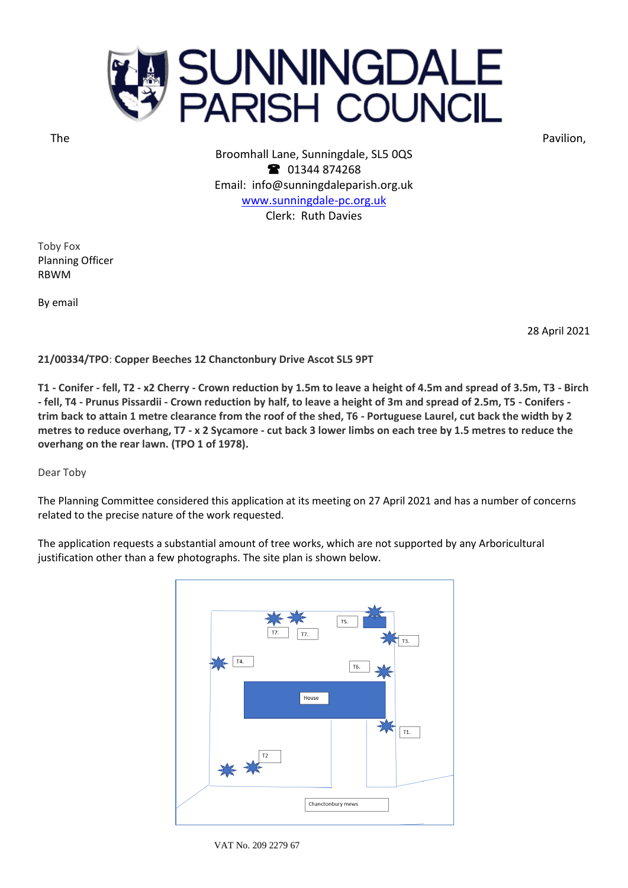# SUNNINGDALE PARISH COUNCIL

The Pavilion,
Broomhall Lane, Sunningdale, SL5 0QS
☎ 01344 874268
Email: info@sunningdaleparish.org.uk
www.sunningdale-pc.org.uk
Clerk: Ruth Davies

Toby Fox
Planning Officer
RBWM

By email

28 April 2021

**21/00334/TPO**: **Copper Beeches 12 Chanctonbury Drive Ascot SL5 9PT**

**T1 - Conifer - fell, T2 - x2 Cherry - Crown reduction by 1.5m to leave a height of 4.5m and spread of 3.5m, T3 - Birch - fell, T4 - Prunus Pissardii - Crown reduction by half, to leave a height of 3m and spread of 2.5m, T5 - Conifers - trim back to attain 1 metre clearance from the roof of the shed, T6 - Portuguese Laurel, cut back the width by 2 metres to reduce overhang, T7 - x 2 Sycamore - cut back 3 lower limbs on each tree by 1.5 metres to reduce the overhang on the rear lawn. (TPO 1 of 1978).**

Dear Toby

The Planning Committee considered this application at its meeting on 27 April 2021 and has a number of concerns related to the precise nature of the work requested.

The application requests a substantial amount of tree works, which are not supported by any Arboricultural justification other than a few photographs. The site plan is shown below.

T7. T7. T5. T3. T4. T6. House T1. T2 Chanctonbury mews

VAT No. 209 2279 67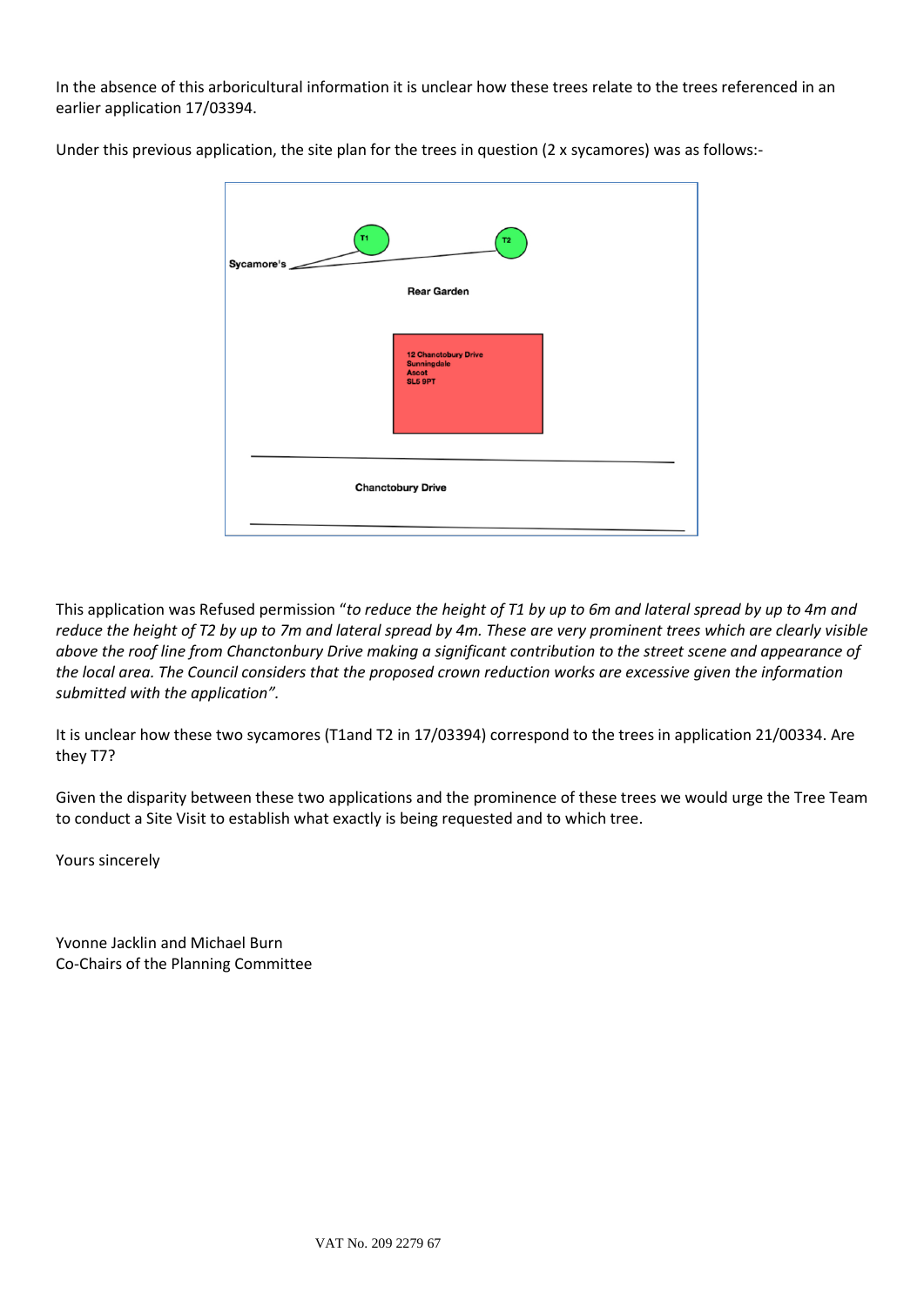In the absence of this arboricultural information it is unclear how these trees relate to the trees referenced in an earlier application 17/03394.

Under this previous application, the site plan for the trees in question (2 x sycamores) was as follows:-

T1

T2

Sycamore's

Rear Garden

12 Chanctobury Drive
Sunningdale
Ascot
SL5 9PT

Chanctobury Drive

This application was Refused permission "*to reduce the height of T1 by up to 6m and lateral spread by up to 4m and reduce the height of T2 by up to 7m and lateral spread by 4m. These are very prominent trees which are clearly visible above the roof line from Chanctonbury Drive making a significant contribution to the street scene and appearance of the local area. The Council considers that the proposed crown reduction works are excessive given the information submitted with the application".*

It is unclear how these two sycamores (T1and T2 in 17/03394) correspond to the trees in application 21/00334. Are they T7?

Given the disparity between these two applications and the prominence of these trees we would urge the Tree Team to conduct a Site Visit to establish what exactly is being requested and to which tree.

Yours sincerely

Yvonne Jacklin and Michael Burn
Co-Chairs of the Planning Committee

VAT No. 209 2279 67